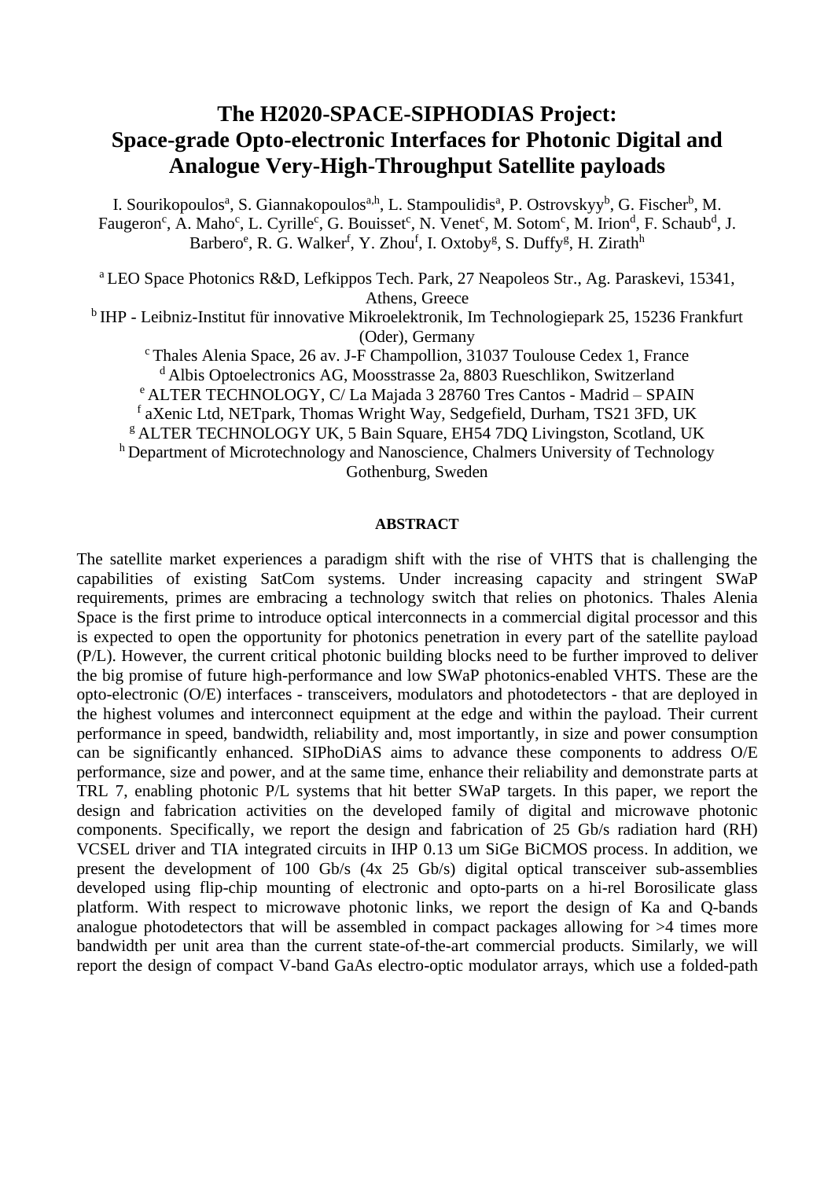# The H2020-SPACE-SIPHODIAS Project: Space-grade Opto-electronic Interfaces for Photonic Digital and Analogue Very-High-Throughput Satellite payloads

I. Sourikopoulos[a], S. Giannakopoulos[a,h], L. Stampoulidis[a], P. Ostrovskyy[b], G. Fischer[b], M. Faugeron[c], A. Maho[c], L. Cyrille[c], G. Bouisset[c], N. Venet[c], M. Sotom[c], M. Irion[d], F. Schaub[d], J. Barbero[e], R. G. Walker[f], Y. Zhou[f], I. Oxtoby[g], S. Duffy[g], H. Zirath[h]

[a] LEO Space Photonics R&D, Lefkippos Tech. Park, 27 Neapoleos Str., Ag. Paraskevi, 15341, Athens, Greece

[b] IHP - Leibniz-Institut für innovative Mikroelektronik, Im Technologiepark 25, 15236 Frankfurt (Oder), Germany

[c] Thales Alenia Space, 26 av. J-F Champollion, 31037 Toulouse Cedex 1, France

[d] Albis Optoelectronics AG, Moosstrasse 2a, 8803 Rueschlikon, Switzerland

[e] ALTER TECHNOLOGY, C/ La Majada 3 28760 Tres Cantos - Madrid – SPAIN

[f] aXenic Ltd, NETpark, Thomas Wright Way, Sedgefield, Durham, TS21 3FD, UK

[g] ALTER TECHNOLOGY UK, 5 Bain Square, EH54 7DQ Livingston, Scotland, UK

[h] Department of Microtechnology and Nanoscience, Chalmers University of Technology Gothenburg, Sweden

**ABSTRACT**

The satellite market experiences a paradigm shift with the rise of VHTS that is challenging the capabilities of existing SatCom systems. Under increasing capacity and stringent SWaP requirements, primes are embracing a technology switch that relies on photonics. Thales Alenia Space is the first prime to introduce optical interconnects in a commercial digital processor and this is expected to open the opportunity for photonics penetration in every part of the satellite payload (P/L). However, the current critical photonic building blocks need to be further improved to deliver the big promise of future high-performance and low SWaP photonics-enabled VHTS. These are the opto-electronic (O/E) interfaces - transceivers, modulators and photodetectors - that are deployed in the highest volumes and interconnect equipment at the edge and within the payload. Their current performance in speed, bandwidth, reliability and, most importantly, in size and power consumption can be significantly enhanced. SIPhoDiAS aims to advance these components to address O/E performance, size and power, and at the same time, enhance their reliability and demonstrate parts at TRL 7, enabling photonic P/L systems that hit better SWaP targets. In this paper, we report the design and fabrication activities on the developed family of digital and microwave photonic components. Specifically, we report the design and fabrication of 25 Gb/s radiation hard (RH) VCSEL driver and TIA integrated circuits in IHP 0.13 um SiGe BiCMOS process. In addition, we present the development of 100 Gb/s (4x 25 Gb/s) digital optical transceiver sub-assemblies developed using flip-chip mounting of electronic and opto-parts on a hi-rel Borosilicate glass platform. With respect to microwave photonic links, we report the design of Ka and Q-bands analogue photodetectors that will be assembled in compact packages allowing for >4 times more bandwidth per unit area than the current state-of-the-art commercial products. Similarly, we will report the design of compact V-band GaAs electro-optic modulator arrays, which use a folded-path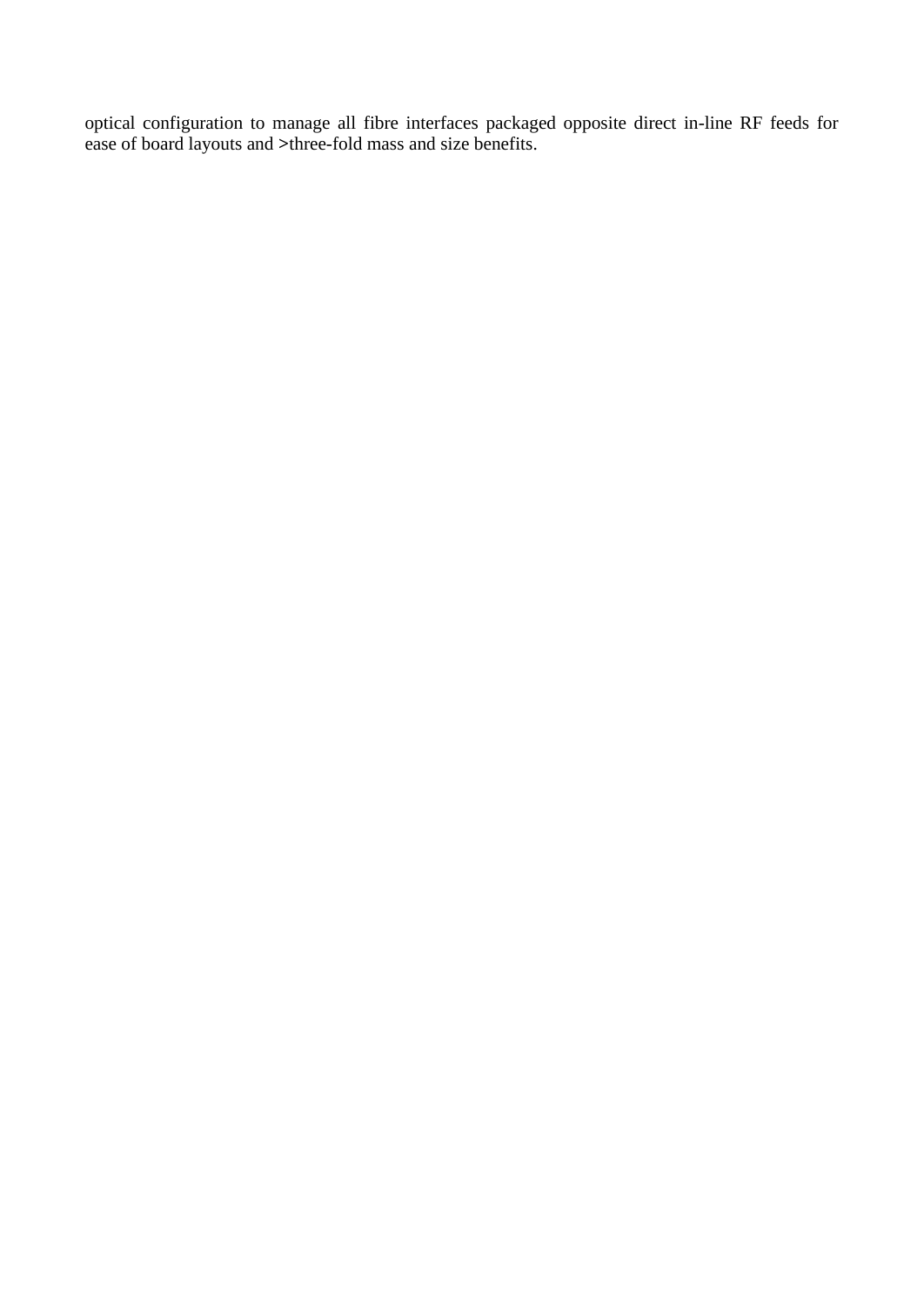optical configuration to manage all fibre interfaces packaged opposite direct in-line RF feeds for ease of board layouts and >three-fold mass and size benefits.